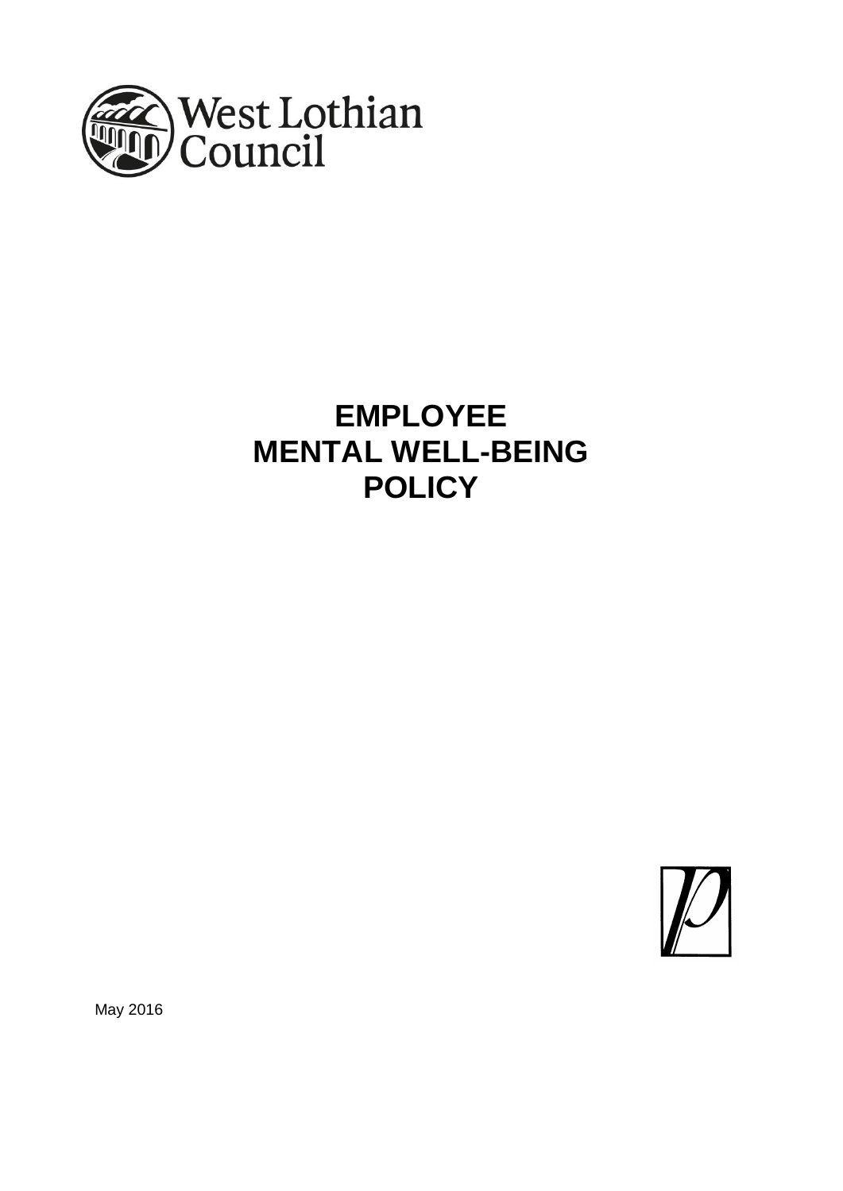West Lothian Council

# EMPLOYEE MENTAL WELL-BEING POLICY

May 2016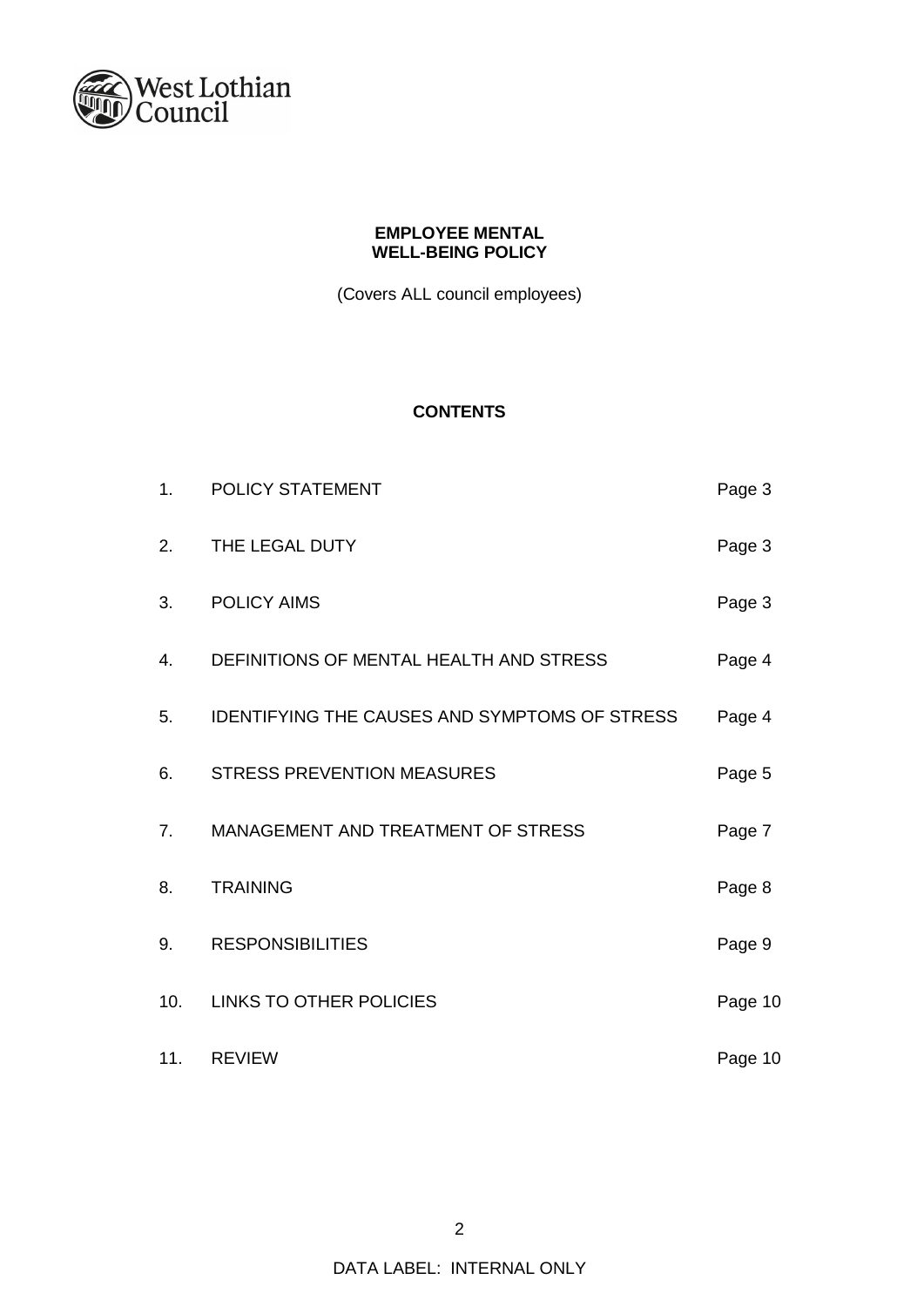West Lothian Council

**EMPLOYEE MENTAL WELL-BEING POLICY**

(Covers ALL council employees)

**CONTENTS**

| | | |
|---|---|---|
| 1. | POLICY STATEMENT | Page 3 |
| 2. | THE LEGAL DUTY | Page 3 |
| 3. | POLICY AIMS | Page 3 |
| 4. | DEFINITIONS OF MENTAL HEALTH AND STRESS | Page 4 |
| 5. | IDENTIFYING THE CAUSES AND SYMPTOMS OF STRESS | Page 4 |
| 6. | STRESS PREVENTION MEASURES | Page 5 |
| 7. | MANAGEMENT AND TREATMENT OF STRESS | Page 7 |
| 8. | TRAINING | Page 8 |
| 9. | RESPONSIBILITIES | Page 9 |
| 10. | LINKS TO OTHER POLICIES | Page 10 |
| 11. | REVIEW | Page 10 |

DATA LABEL: INTERNAL ONLY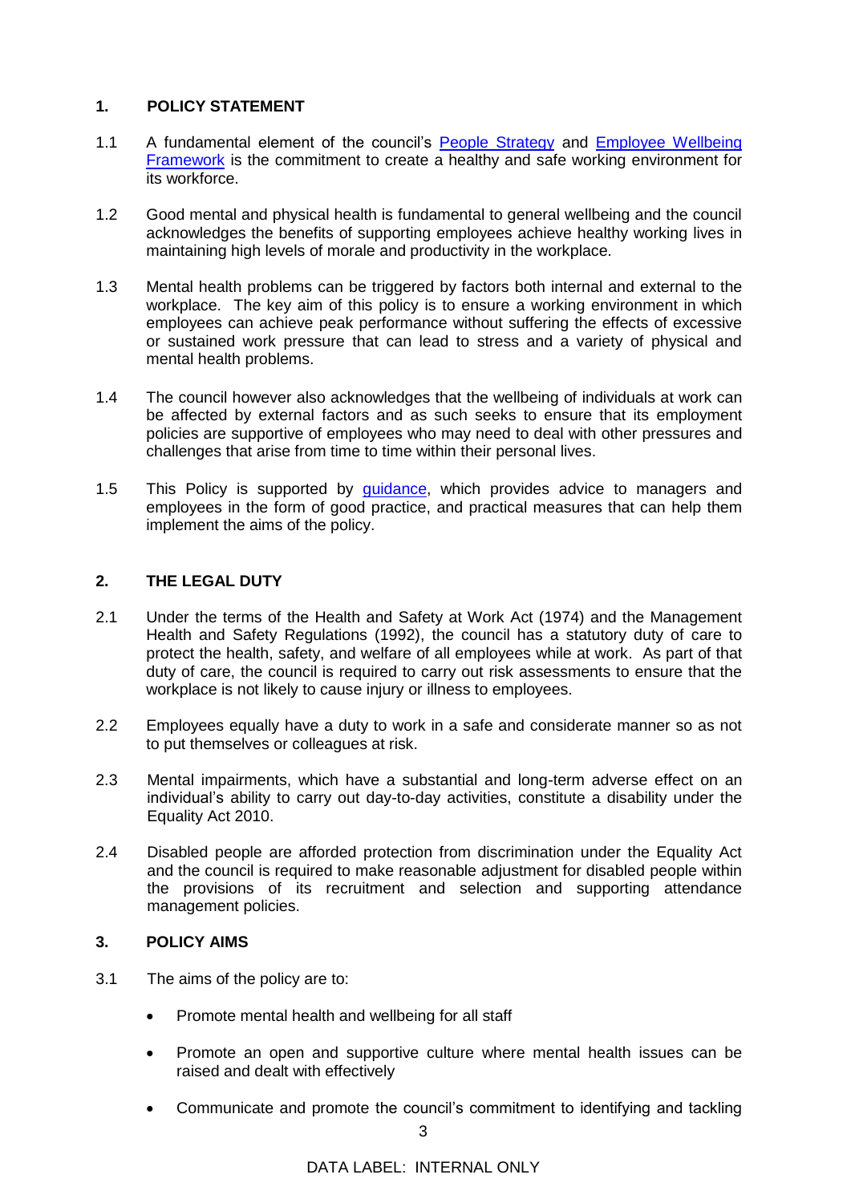## 1. POLICY STATEMENT

1.1 A fundamental element of the council's People Strategy and Employee Wellbeing Framework is the commitment to create a healthy and safe working environment for its workforce.

1.2 Good mental and physical health is fundamental to general wellbeing and the council acknowledges the benefits of supporting employees achieve healthy working lives in maintaining high levels of morale and productivity in the workplace.

1.3 Mental health problems can be triggered by factors both internal and external to the workplace. The key aim of this policy is to ensure a working environment in which employees can achieve peak performance without suffering the effects of excessive or sustained work pressure that can lead to stress and a variety of physical and mental health problems.

1.4 The council however also acknowledges that the wellbeing of individuals at work can be affected by external factors and as such seeks to ensure that its employment policies are supportive of employees who may need to deal with other pressures and challenges that arise from time to time within their personal lives.

1.5 This Policy is supported by guidance, which provides advice to managers and employees in the form of good practice, and practical measures that can help them implement the aims of the policy.

## 2. THE LEGAL DUTY

2.1 Under the terms of the Health and Safety at Work Act (1974) and the Management Health and Safety Regulations (1992), the council has a statutory duty of care to protect the health, safety, and welfare of all employees while at work. As part of that duty of care, the council is required to carry out risk assessments to ensure that the workplace is not likely to cause injury or illness to employees.

2.2 Employees equally have a duty to work in a safe and considerate manner so as not to put themselves or colleagues at risk.

2.3 Mental impairments, which have a substantial and long-term adverse effect on an individual's ability to carry out day-to-day activities, constitute a disability under the Equality Act 2010.

2.4 Disabled people are afforded protection from discrimination under the Equality Act and the council is required to make reasonable adjustment for disabled people within the provisions of its recruitment and selection and supporting attendance management policies.

## 3. POLICY AIMS

3.1 The aims of the policy are to:

- Promote mental health and wellbeing for all staff
- Promote an open and supportive culture where mental health issues can be raised and dealt with effectively
- Communicate and promote the council's commitment to identifying and tackling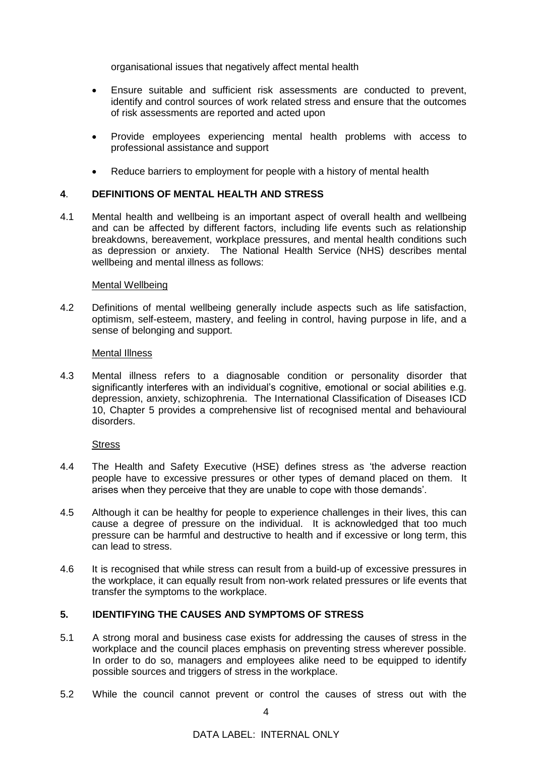organisational issues that negatively affect mental health

- Ensure suitable and sufficient risk assessments are conducted to prevent, identify and control sources of work related stress and ensure that the outcomes of risk assessments are reported and acted upon
- Provide employees experiencing mental health problems with access to professional assistance and support
- Reduce barriers to employment for people with a history of mental health

## 4. DEFINITIONS OF MENTAL HEALTH AND STRESS

4.1 Mental health and wellbeing is an important aspect of overall health and wellbeing and can be affected by different factors, including life events such as relationship breakdowns, bereavement, workplace pressures, and mental health conditions such as depression or anxiety. The National Health Service (NHS) describes mental wellbeing and mental illness as follows:

Mental Wellbeing

4.2 Definitions of mental wellbeing generally include aspects such as life satisfaction, optimism, self-esteem, mastery, and feeling in control, having purpose in life, and a sense of belonging and support.

Mental Illness

4.3 Mental illness refers to a diagnosable condition or personality disorder that significantly interferes with an individual's cognitive, emotional or social abilities e.g. depression, anxiety, schizophrenia. The International Classification of Diseases ICD 10, Chapter 5 provides a comprehensive list of recognised mental and behavioural disorders.

Stress

4.4 The Health and Safety Executive (HSE) defines stress as 'the adverse reaction people have to excessive pressures or other types of demand placed on them. It arises when they perceive that they are unable to cope with those demands'.

4.5 Although it can be healthy for people to experience challenges in their lives, this can cause a degree of pressure on the individual. It is acknowledged that too much pressure can be harmful and destructive to health and if excessive or long term, this can lead to stress.

4.6 It is recognised that while stress can result from a build-up of excessive pressures in the workplace, it can equally result from non-work related pressures or life events that transfer the symptoms to the workplace.

## 5. IDENTIFYING THE CAUSES AND SYMPTOMS OF STRESS

5.1 A strong moral and business case exists for addressing the causes of stress in the workplace and the council places emphasis on preventing stress wherever possible. In order to do so, managers and employees alike need to be equipped to identify possible sources and triggers of stress in the workplace.

5.2 While the council cannot prevent or control the causes of stress out with the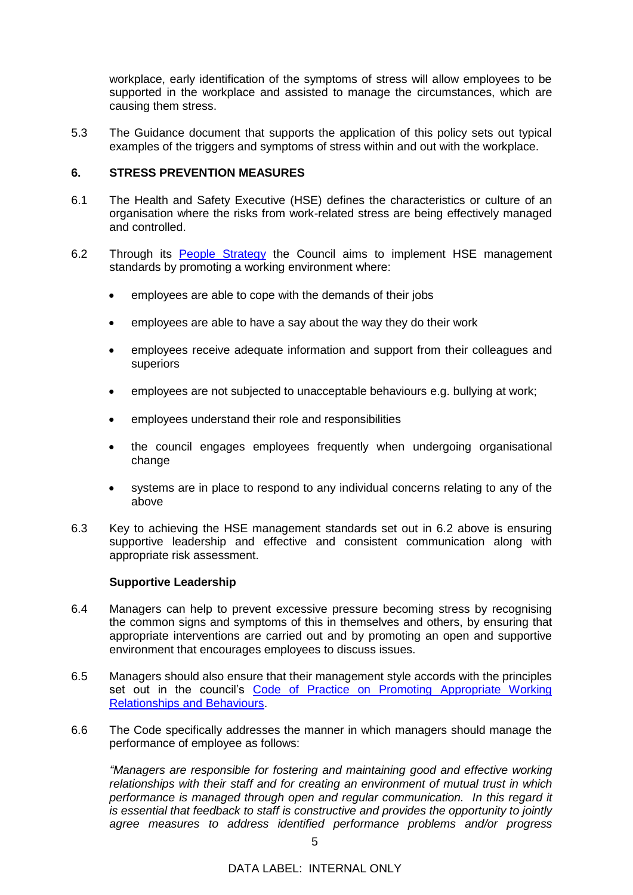workplace, early identification of the symptoms of stress will allow employees to be supported in the workplace and assisted to manage the circumstances, which are causing them stress.

5.3 The Guidance document that supports the application of this policy sets out typical examples of the triggers and symptoms of stress within and out with the workplace.

## 6. STRESS PREVENTION MEASURES

6.1 The Health and Safety Executive (HSE) defines the characteristics or culture of an organisation where the risks from work-related stress are being effectively managed and controlled.

6.2 Through its People Strategy the Council aims to implement HSE management standards by promoting a working environment where:

- employees are able to cope with the demands of their jobs
- employees are able to have a say about the way they do their work
- employees receive adequate information and support from their colleagues and superiors
- employees are not subjected to unacceptable behaviours e.g. bullying at work;
- employees understand their role and responsibilities
- the council engages employees frequently when undergoing organisational change
- systems are in place to respond to any individual concerns relating to any of the above

6.3 Key to achieving the HSE management standards set out in 6.2 above is ensuring supportive leadership and effective and consistent communication along with appropriate risk assessment.

**Supportive Leadership**

6.4 Managers can help to prevent excessive pressure becoming stress by recognising the common signs and symptoms of this in themselves and others, by ensuring that appropriate interventions are carried out and by promoting an open and supportive environment that encourages employees to discuss issues.

6.5 Managers should also ensure that their management style accords with the principles set out in the council's Code of Practice on Promoting Appropriate Working Relationships and Behaviours.

6.6 The Code specifically addresses the manner in which managers should manage the performance of employee as follows:

*"Managers are responsible for fostering and maintaining good and effective working relationships with their staff and for creating an environment of mutual trust in which performance is managed through open and regular communication. In this regard it is essential that feedback to staff is constructive and provides the opportunity to jointly agree measures to address identified performance problems and/or progress*

DATA LABEL: INTERNAL ONLY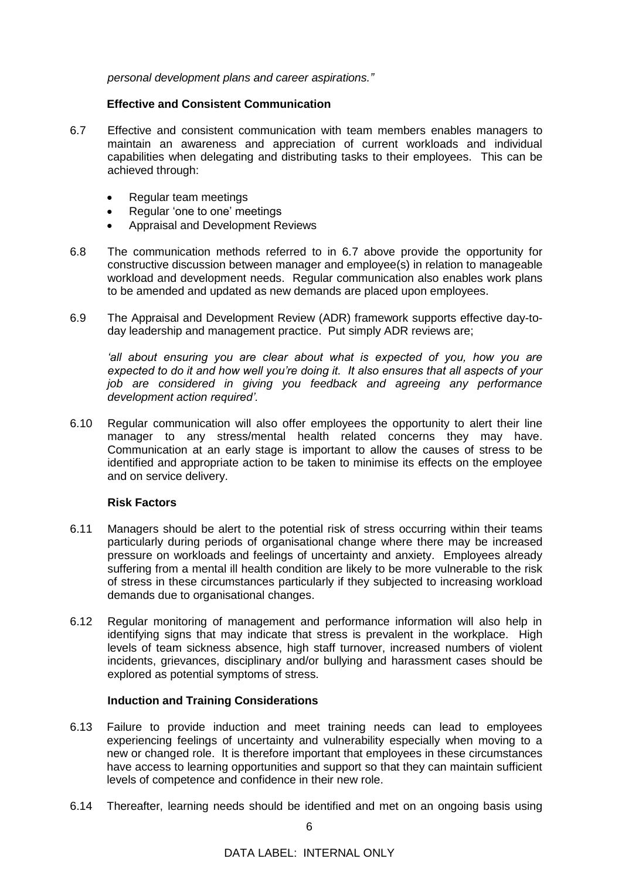*personal development plans and career aspirations."*

**Effective and Consistent Communication**

6.7 Effective and consistent communication with team members enables managers to maintain an awareness and appreciation of current workloads and individual capabilities when delegating and distributing tasks to their employees. This can be achieved through:

- Regular team meetings
- Regular 'one to one' meetings
- Appraisal and Development Reviews

6.8 The communication methods referred to in 6.7 above provide the opportunity for constructive discussion between manager and employee(s) in relation to manageable workload and development needs. Regular communication also enables work plans to be amended and updated as new demands are placed upon employees.

6.9 The Appraisal and Development Review (ADR) framework supports effective day-to-day leadership and management practice. Put simply ADR reviews are;

*'all about ensuring you are clear about what is expected of you, how you are expected to do it and how well you're doing it. It also ensures that all aspects of your job are considered in giving you feedback and agreeing any performance development action required'.*

6.10 Regular communication will also offer employees the opportunity to alert their line manager to any stress/mental health related concerns they may have. Communication at an early stage is important to allow the causes of stress to be identified and appropriate action to be taken to minimise its effects on the employee and on service delivery.

**Risk Factors**

6.11 Managers should be alert to the potential risk of stress occurring within their teams particularly during periods of organisational change where there may be increased pressure on workloads and feelings of uncertainty and anxiety. Employees already suffering from a mental ill health condition are likely to be more vulnerable to the risk of stress in these circumstances particularly if they subjected to increasing workload demands due to organisational changes.

6.12 Regular monitoring of management and performance information will also help in identifying signs that may indicate that stress is prevalent in the workplace. High levels of team sickness absence, high staff turnover, increased numbers of violent incidents, grievances, disciplinary and/or bullying and harassment cases should be explored as potential symptoms of stress.

**Induction and Training Considerations**

6.13 Failure to provide induction and meet training needs can lead to employees experiencing feelings of uncertainty and vulnerability especially when moving to a new or changed role. It is therefore important that employees in these circumstances have access to learning opportunities and support so that they can maintain sufficient levels of competence and confidence in their new role.

6.14 Thereafter, learning needs should be identified and met on an ongoing basis using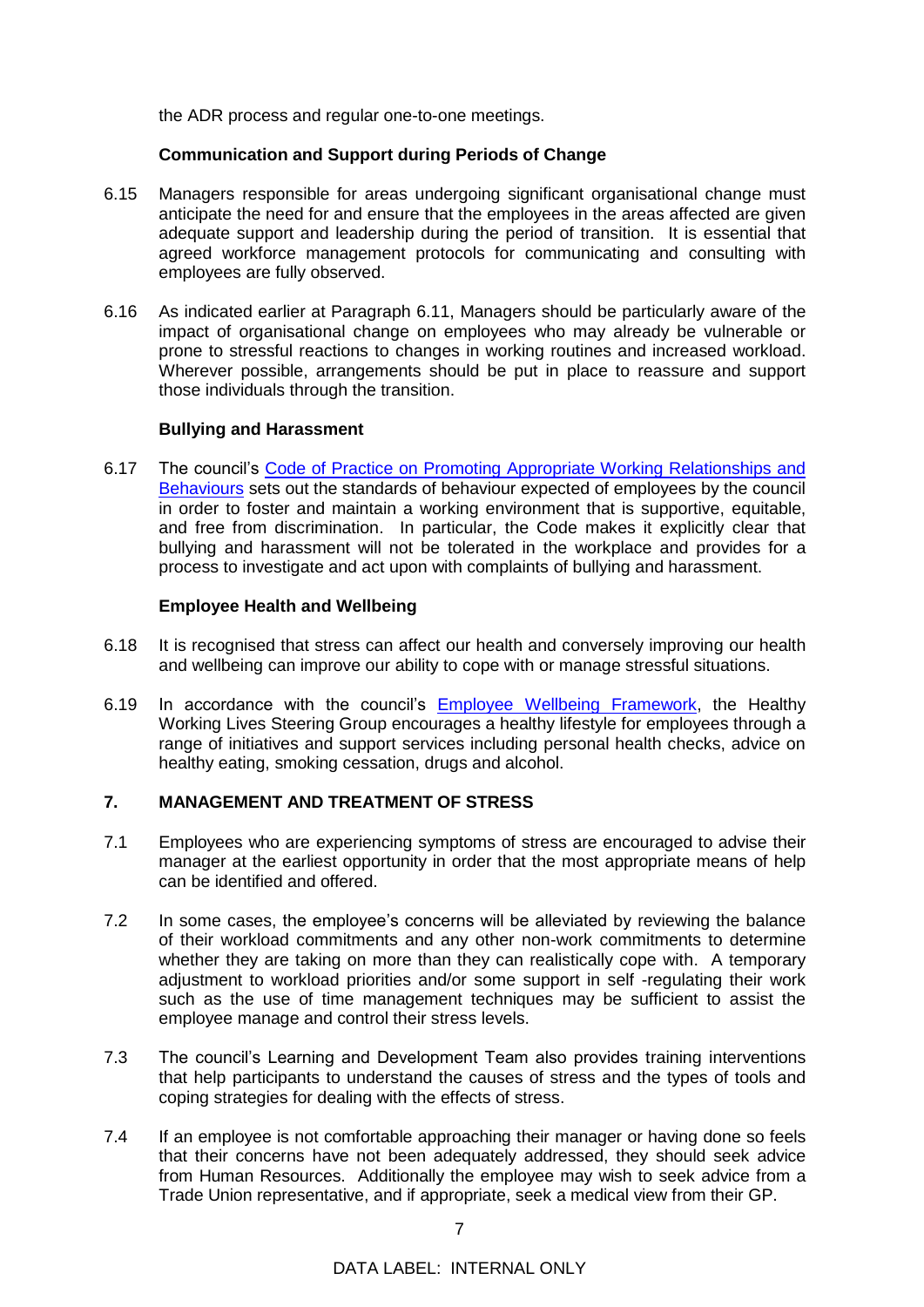the ADR process and regular one-to-one meetings.

### Communication and Support during Periods of Change

6.15 Managers responsible for areas undergoing significant organisational change must anticipate the need for and ensure that the employees in the areas affected are given adequate support and leadership during the period of transition. It is essential that agreed workforce management protocols for communicating and consulting with employees are fully observed.

6.16 As indicated earlier at Paragraph 6.11, Managers should be particularly aware of the impact of organisational change on employees who may already be vulnerable or prone to stressful reactions to changes in working routines and increased workload. Wherever possible, arrangements should be put in place to reassure and support those individuals through the transition.

### Bullying and Harassment

6.17 The council's Code of Practice on Promoting Appropriate Working Relationships and Behaviours sets out the standards of behaviour expected of employees by the council in order to foster and maintain a working environment that is supportive, equitable, and free from discrimination. In particular, the Code makes it explicitly clear that bullying and harassment will not be tolerated in the workplace and provides for a process to investigate and act upon with complaints of bullying and harassment.

### Employee Health and Wellbeing

6.18 It is recognised that stress can affect our health and conversely improving our health and wellbeing can improve our ability to cope with or manage stressful situations.

6.19 In accordance with the council's Employee Wellbeing Framework, the Healthy Working Lives Steering Group encourages a healthy lifestyle for employees through a range of initiatives and support services including personal health checks, advice on healthy eating, smoking cessation, drugs and alcohol.

## 7. MANAGEMENT AND TREATMENT OF STRESS

7.1 Employees who are experiencing symptoms of stress are encouraged to advise their manager at the earliest opportunity in order that the most appropriate means of help can be identified and offered.

7.2 In some cases, the employee's concerns will be alleviated by reviewing the balance of their workload commitments and any other non-work commitments to determine whether they are taking on more than they can realistically cope with. A temporary adjustment to workload priorities and/or some support in self -regulating their work such as the use of time management techniques may be sufficient to assist the employee manage and control their stress levels.

7.3 The council's Learning and Development Team also provides training interventions that help participants to understand the causes of stress and the types of tools and coping strategies for dealing with the effects of stress.

7.4 If an employee is not comfortable approaching their manager or having done so feels that their concerns have not been adequately addressed, they should seek advice from Human Resources. Additionally the employee may wish to seek advice from a Trade Union representative, and if appropriate, seek a medical view from their GP.

DATA LABEL: INTERNAL ONLY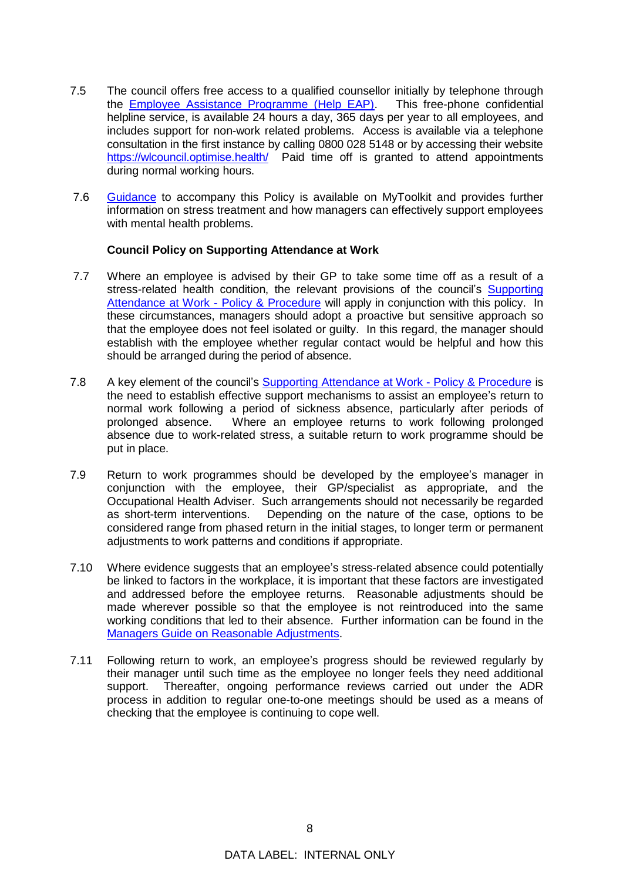7.5 The council offers free access to a qualified counsellor initially by telephone through the Employee Assistance Programme (Help EAP). This free-phone confidential helpline service, is available 24 hours a day, 365 days per year to all employees, and includes support for non-work related problems. Access is available via a telephone consultation in the first instance by calling 0800 028 5148 or by accessing their website https://wlcouncil.optimise.health/ Paid time off is granted to attend appointments during normal working hours.

7.6 Guidance to accompany this Policy is available on MyToolkit and provides further information on stress treatment and how managers can effectively support employees with mental health problems.

**Council Policy on Supporting Attendance at Work**

7.7 Where an employee is advised by their GP to take some time off as a result of a stress-related health condition, the relevant provisions of the council's Supporting Attendance at Work - Policy & Procedure will apply in conjunction with this policy. In these circumstances, managers should adopt a proactive but sensitive approach so that the employee does not feel isolated or guilty. In this regard, the manager should establish with the employee whether regular contact would be helpful and how this should be arranged during the period of absence.

7.8 A key element of the council's Supporting Attendance at Work - Policy & Procedure is the need to establish effective support mechanisms to assist an employee's return to normal work following a period of sickness absence, particularly after periods of prolonged absence. Where an employee returns to work following prolonged absence due to work-related stress, a suitable return to work programme should be put in place.

7.9 Return to work programmes should be developed by the employee's manager in conjunction with the employee, their GP/specialist as appropriate, and the Occupational Health Adviser. Such arrangements should not necessarily be regarded as short-term interventions. Depending on the nature of the case, options to be considered range from phased return in the initial stages, to longer term or permanent adjustments to work patterns and conditions if appropriate.

7.10 Where evidence suggests that an employee's stress-related absence could potentially be linked to factors in the workplace, it is important that these factors are investigated and addressed before the employee returns. Reasonable adjustments should be made wherever possible so that the employee is not reintroduced into the same working conditions that led to their absence. Further information can be found in the Managers Guide on Reasonable Adjustments.

7.11 Following return to work, an employee's progress should be reviewed regularly by their manager until such time as the employee no longer feels they need additional support. Thereafter, ongoing performance reviews carried out under the ADR process in addition to regular one-to-one meetings should be used as a means of checking that the employee is continuing to cope well.

DATA LABEL: INTERNAL ONLY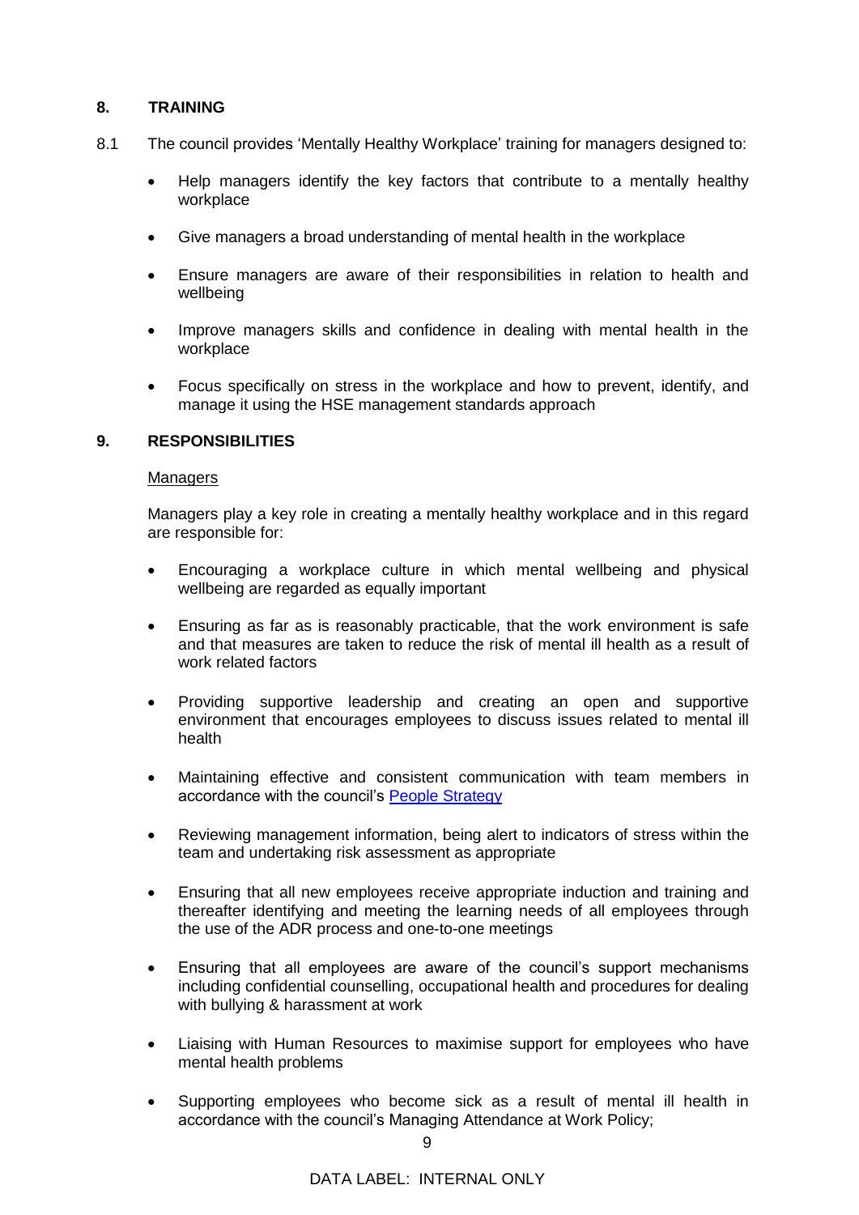## 8. TRAINING

8.1 The council provides 'Mentally Healthy Workplace' training for managers designed to:

- Help managers identify the key factors that contribute to a mentally healthy workplace
- Give managers a broad understanding of mental health in the workplace
- Ensure managers are aware of their responsibilities in relation to health and wellbeing
- Improve managers skills and confidence in dealing with mental health in the workplace
- Focus specifically on stress in the workplace and how to prevent, identify, and manage it using the HSE management standards approach

## 9. RESPONSIBILITIES

Managers

Managers play a key role in creating a mentally healthy workplace and in this regard are responsible for:

- Encouraging a workplace culture in which mental wellbeing and physical wellbeing are regarded as equally important
- Ensuring as far as is reasonably practicable, that the work environment is safe and that measures are taken to reduce the risk of mental ill health as a result of work related factors
- Providing supportive leadership and creating an open and supportive environment that encourages employees to discuss issues related to mental ill health
- Maintaining effective and consistent communication with team members in accordance with the council's People Strategy
- Reviewing management information, being alert to indicators of stress within the team and undertaking risk assessment as appropriate
- Ensuring that all new employees receive appropriate induction and training and thereafter identifying and meeting the learning needs of all employees through the use of the ADR process and one-to-one meetings
- Ensuring that all employees are aware of the council's support mechanisms including confidential counselling, occupational health and procedures for dealing with bullying & harassment at work
- Liaising with Human Resources to maximise support for employees who have mental health problems
- Supporting employees who become sick as a result of mental ill health in accordance with the council's Managing Attendance at Work Policy;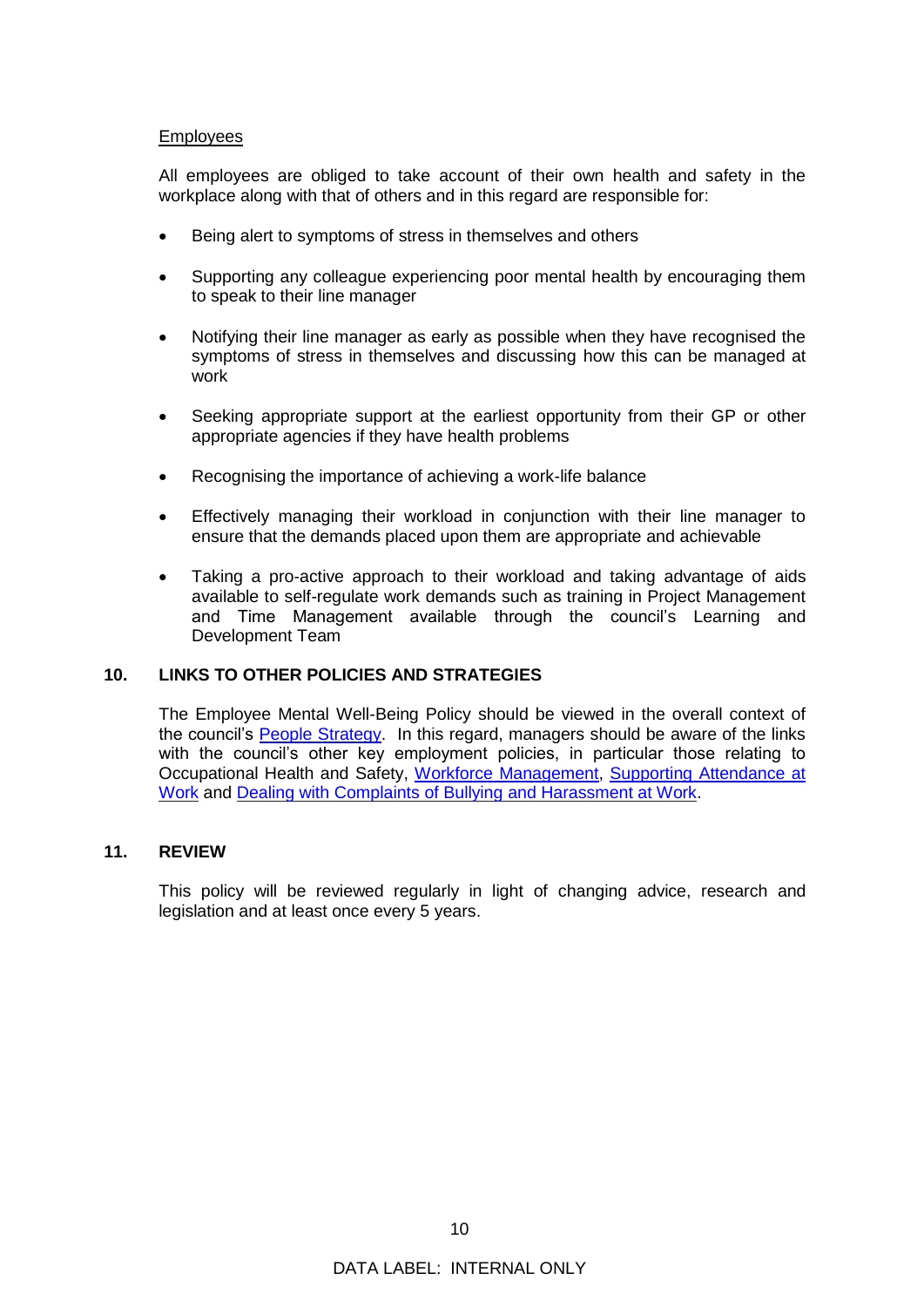Employees

All employees are obliged to take account of their own health and safety in the workplace along with that of others and in this regard are responsible for:

- Being alert to symptoms of stress in themselves and others
- Supporting any colleague experiencing poor mental health by encouraging them to speak to their line manager
- Notifying their line manager as early as possible when they have recognised the symptoms of stress in themselves and discussing how this can be managed at work
- Seeking appropriate support at the earliest opportunity from their GP or other appropriate agencies if they have health problems
- Recognising the importance of achieving a work-life balance
- Effectively managing their workload in conjunction with their line manager to ensure that the demands placed upon them are appropriate and achievable
- Taking a pro-active approach to their workload and taking advantage of aids available to self-regulate work demands such as training in Project Management and Time Management available through the council's Learning and Development Team

## 10. LINKS TO OTHER POLICIES AND STRATEGIES

The Employee Mental Well-Being Policy should be viewed in the overall context of the council's People Strategy. In this regard, managers should be aware of the links with the council's other key employment policies, in particular those relating to Occupational Health and Safety, Workforce Management, Supporting Attendance at Work and Dealing with Complaints of Bullying and Harassment at Work.

## 11. REVIEW

This policy will be reviewed regularly in light of changing advice, research and legislation and at least once every 5 years.

DATA LABEL: INTERNAL ONLY